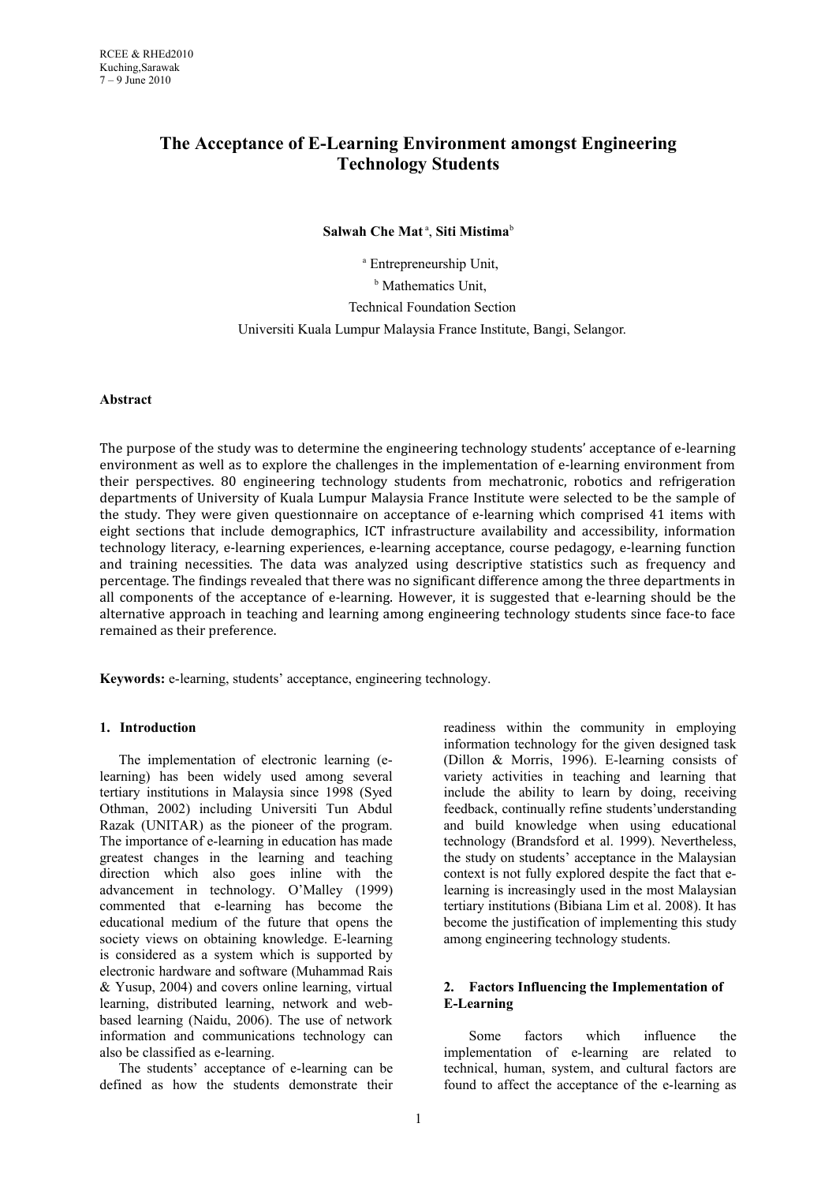# The Acceptance of E-Learning Environment amongst Engineering Technology Students

**Salwah Che Mat** [a], **Siti Mistima** [b]

[a] Entrepreneurship Unit,

[b] Mathematics Unit,

Technical Foundation Section

Universiti Kuala Lumpur Malaysia France Institute, Bangi, Selangor.

**Abstract**

The purpose of the study was to determine the engineering technology students' acceptance of e-learning environment as well as to explore the challenges in the implementation of e-learning environment from their perspectives. 80 engineering technology students from mechatronic, robotics and refrigeration departments of University of Kuala Lumpur Malaysia France Institute were selected to be the sample of the study. They were given questionnaire on acceptance of e-learning which comprised 41 items with eight sections that include demographics, ICT infrastructure availability and accessibility, information technology literacy, e-learning experiences, e-learning acceptance, course pedagogy, e-learning function and training necessities. The data was analyzed using descriptive statistics such as frequency and percentage. The findings revealed that there was no significant difference among the three departments in all components of the acceptance of e-learning. However, it is suggested that e-learning should be the alternative approach in teaching and learning among engineering technology students since face-to face remained as their preference.

**Keywords:** e-learning, students' acceptance, engineering technology.

## 1. Introduction

The implementation of electronic learning (e-learning) has been widely used among several tertiary institutions in Malaysia since 1998 (Syed Othman, 2002) including Universiti Tun Abdul Razak (UNITAR) as the pioneer of the program. The importance of e-learning in education has made greatest changes in the learning and teaching direction which also goes inline with the advancement in technology. O'Malley (1999) commented that e-learning has become the educational medium of the future that opens the society views on obtaining knowledge. E-learning is considered as a system which is supported by electronic hardware and software (Muhammad Rais & Yusup, 2004) and covers online learning, virtual learning, distributed learning, network and web-based learning (Naidu, 2006). The use of network information and communications technology can also be classified as e-learning.

The students' acceptance of e-learning can be defined as how the students demonstrate their readiness within the community in employing information technology for the given designed task (Dillon & Morris, 1996). E-learning consists of variety activities in teaching and learning that include the ability to learn by doing, receiving feedback, continually refine students'understanding and build knowledge when using educational technology (Brandsford et al. 1999). Nevertheless, the study on students' acceptance in the Malaysian context is not fully explored despite the fact that e-learning is increasingly used in the most Malaysian tertiary institutions (Bibiana Lim et al. 2008). It has become the justification of implementing this study among engineering technology students.

## 2. Factors Influencing the Implementation of E-Learning

Some factors which influence the implementation of e-learning are related to technical, human, system, and cultural factors are found to affect the acceptance of the e-learning as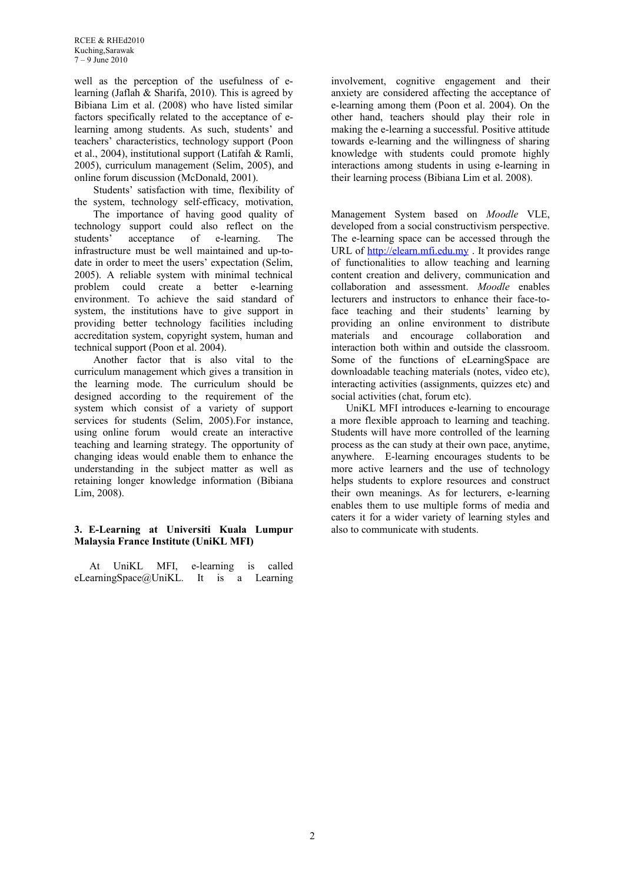well as the perception of the usefulness of e-learning (Jaflah & Sharifa, 2010). This is agreed by Bibiana Lim et al. (2008) who have listed similar factors specifically related to the acceptance of e-learning among students. As such, students' and teachers' characteristics, technology support (Poon et al., 2004), institutional support (Latifah & Ramli, 2005), curriculum management (Selim, 2005), and online forum discussion (McDonald, 2001).

Students' satisfaction with time, flexibility of the system, technology self-efficacy, motivation,

The importance of having good quality of technology support could also reflect on the students' acceptance of e-learning. The infrastructure must be well maintained and up-to-date in order to meet the users' expectation (Selim, 2005). A reliable system with minimal technical problem could create a better e-learning environment. To achieve the said standard of system, the institutions have to give support in providing better technology facilities including accreditation system, copyright system, human and technical support (Poon et al. 2004).

Another factor that is also vital to the curriculum management which gives a transition in the learning mode. The curriculum should be designed according to the requirement of the system which consist of a variety of support services for students (Selim, 2005).For instance, using online forum would create an interactive teaching and learning strategy. The opportunity of changing ideas would enable them to enhance the understanding in the subject matter as well as retaining longer knowledge information (Bibiana Lim, 2008).

## 3. E-Learning at Universiti Kuala Lumpur Malaysia France Institute (UniKL MFI)

At UniKL MFI, e-learning is called eLearningSpace@UniKL. It is a Learning

involvement, cognitive engagement and their anxiety are considered affecting the acceptance of e-learning among them (Poon et al. 2004). On the other hand, teachers should play their role in making the e-learning a successful. Positive attitude towards e-learning and the willingness of sharing knowledge with students could promote highly interactions among students in using e-learning in their learning process (Bibiana Lim et al. 2008).

Management System based on *Moodle* VLE, developed from a social constructivism perspective. The e-learning space can be accessed through the URL of http://elearn.mfi.edu.my . It provides range of functionalities to allow teaching and learning content creation and delivery, communication and collaboration and assessment. *Moodle* enables lecturers and instructors to enhance their face-to-face teaching and their students' learning by providing an online environment to distribute materials and encourage collaboration and interaction both within and outside the classroom. Some of the functions of eLearningSpace are downloadable teaching materials (notes, video etc), interacting activities (assignments, quizzes etc) and social activities (chat, forum etc).

UniKL MFI introduces e-learning to encourage a more flexible approach to learning and teaching. Students will have more controlled of the learning process as the can study at their own pace, anytime, anywhere. E-learning encourages students to be more active learners and the use of technology helps students to explore resources and construct their own meanings. As for lecturers, e-learning enables them to use multiple forms of media and caters it for a wider variety of learning styles and also to communicate with students.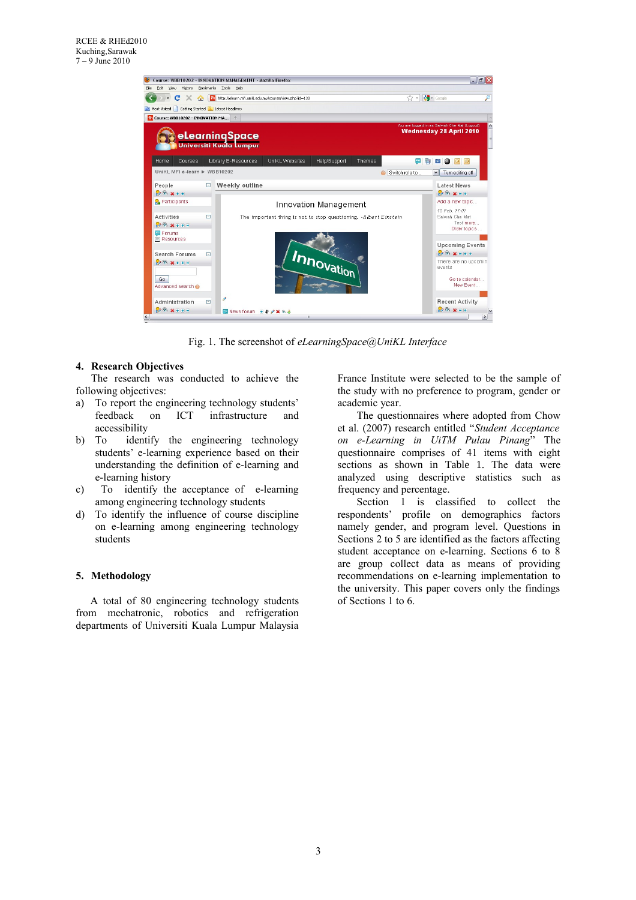Fig. 1. The screenshot of *eLearningSpace@UniKL Interface*

## 4. Research Objectives

The research was conducted to achieve the following objectives:

a) To report the engineering technology students' feedback on ICT infrastructure and accessibility
b) To identify the engineering technology students' e-learning experience based on their understanding the definition of e-learning and e-learning history
c) To identify the acceptance of e-learning among engineering technology students
d) To identify the influence of course discipline on e-learning among engineering technology students

## 5. Methodology

A total of 80 engineering technology students from mechatronic, robotics and refrigeration departments of Universiti Kuala Lumpur Malaysia France Institute were selected to be the sample of the study with no preference to program, gender or academic year.

The questionnaires where adopted from Chow et al. (2007) research entitled "*Student Acceptance on e-Learning in UiTM Pulau Pinang*" The questionnaire comprises of 41 items with eight sections as shown in Table 1. The data were analyzed using descriptive statistics such as frequency and percentage.

Section 1 is classified to collect the respondents' profile on demographics factors namely gender, and program level. Questions in Sections 2 to 5 are identified as the factors affecting student acceptance on e-learning. Sections 6 to 8 are group collect data as means of providing recommendations on e-learning implementation to the university. This paper covers only the findings of Sections 1 to 6.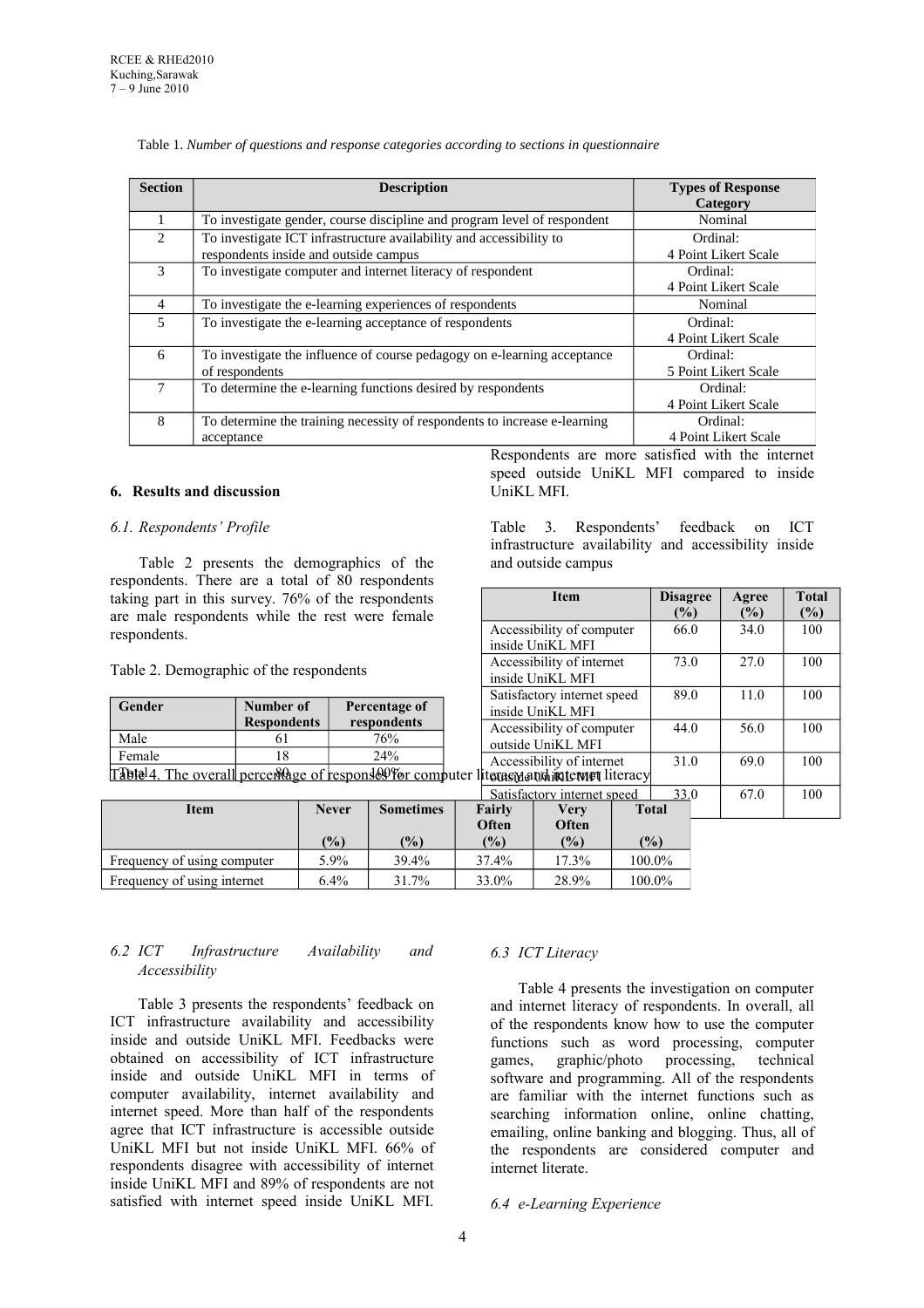Table 1. *Number of questions and response categories according to sections in questionnaire*

| Section | Description | Types of Response Category |
|---|---|---|
| 1 | To investigate gender, course discipline and program level of respondent | Nominal |
| 2 | To investigate ICT infrastructure availability and accessibility to respondents inside and outside campus | Ordinal: 4 Point Likert Scale |
| 3 | To investigate computer and internet literacy of respondent | Ordinal: 4 Point Likert Scale |
| 4 | To investigate the e-learning experiences of respondents | Nominal |
| 5 | To investigate the e-learning acceptance of respondents | Ordinal: 4 Point Likert Scale |
| 6 | To investigate the influence of course pedagogy on e-learning acceptance of respondents | Ordinal: 5 Point Likert Scale |
| 7 | To determine the e-learning functions desired by respondents | Ordinal: 4 Point Likert Scale |
| 8 | To determine the training necessity of respondents to increase e-learning acceptance | Ordinal: 4 Point Likert Scale |

## 6. Results and discussion

### *6.1. Respondents' Profile*

Table 2 presents the demographics of the respondents. There are a total of 80 respondents taking part in this survey. 76% of the respondents are male respondents while the rest were female respondents.

Table 2. Demographic of the respondents

| Gender | Number of Respondents | Percentage of respondents |
|---|---|---|
| Male | 61 | 76% |
| Female | 18 | 24% |
| Total | 80 | 100% |

Table 4. The overall percentage of responses for computer literacy and internet literacy

| Item | Never (%) | Sometimes (%) | Fairly Often (%) | Very Often (%) | Total (%) |
|---|---|---|---|---|---|
| Frequency of using computer | 5.9% | 39.4% | 37.4% | 17.3% | 100.0% |
| Frequency of using internet | 6.4% | 31.7% | 33.0% | 28.9% | 100.0% |

### *6.2 ICT Infrastructure Availability and Accessibility*

Table 3 presents the respondents' feedback on ICT infrastructure availability and accessibility inside and outside UniKL MFI. Feedbacks were obtained on accessibility of ICT infrastructure inside and outside UniKL MFI in terms of computer availability, internet availability and internet speed. More than half of the respondents agree that ICT infrastructure is accessible outside UniKL MFI but not inside UniKL MFI. 66% of respondents disagree with accessibility of internet inside UniKL MFI and 89% of respondents are not satisfied with internet speed inside UniKL MFI. Respondents are more satisfied with the internet speed outside UniKL MFI compared to inside UniKL MFI.

Table 3. Respondents' feedback on ICT infrastructure availability and accessibility inside and outside campus

| Item | Disagree (%) | Agree (%) | Total (%) |
|---|---|---|---|
| Accessibility of computer inside UniKL MFI | 66.0 | 34.0 | 100 |
| Accessibility of internet inside UniKL MFI | 73.0 | 27.0 | 100 |
| Satisfactory internet speed inside UniKL MFI | 89.0 | 11.0 | 100 |
| Accessibility of computer outside UniKL MFI | 44.0 | 56.0 | 100 |
| Accessibility of internet outside UniKL MFI | 31.0 | 69.0 | 100 |
| Satisfactory internet speed | 33.0 | 67.0 | 100 |

### *6.3 ICT Literacy*

Table 4 presents the investigation on computer and internet literacy of respondents. In overall, all of the respondents know how to use the computer functions such as word processing, computer games, graphic/photo processing, technical software and programming. All of the respondents are familiar with the internet functions such as searching information online, online chatting, emailing, online banking and blogging. Thus, all of the respondents are considered computer and internet literate.

### *6.4 e-Learning Experience*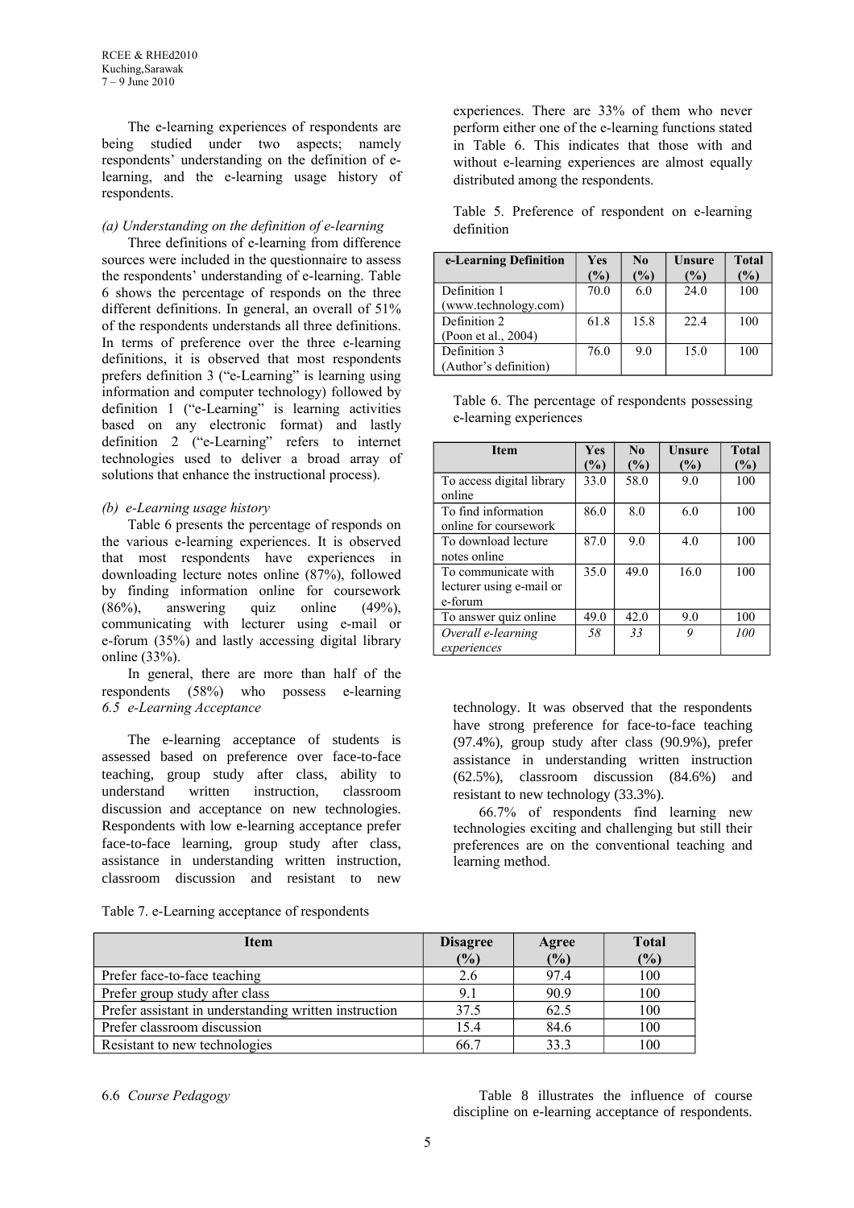The e-learning experiences of respondents are being studied under two aspects; namely respondents' understanding on the definition of e-learning, and the e-learning usage history of respondents.

*(a) Understanding on the definition of e-learning*

Three definitions of e-learning from difference sources were included in the questionnaire to assess the respondents' understanding of e-learning. Table 6 shows the percentage of responds on the three different definitions. In general, an overall of 51% of the respondents understands all three definitions. In terms of preference over the three e-learning definitions, it is observed that most respondents prefers definition 3 ("e-Learning" is learning using information and computer technology) followed by definition 1 ("e-Learning" is learning activities based on any electronic format) and lastly definition 2 ("e-Learning" refers to internet technologies used to deliver a broad array of solutions that enhance the instructional process).

*(b) e-Learning usage history*

Table 6 presents the percentage of responds on the various e-learning experiences. It is observed that most respondents have experiences in downloading lecture notes online (87%), followed by finding information online for coursework (86%), answering quiz online (49%), communicating with lecturer using e-mail or e-forum (35%) and lastly accessing digital library online (33%).

In general, there are more than half of the respondents (58%) who possess e-learning experiences. There are 33% of them who never perform either one of the e-learning functions stated in Table 6. This indicates that those with and without e-learning experiences are almost equally distributed among the respondents.

Table 5. Preference of respondent on e-learning definition

| e-Learning Definition | Yes (%) | No (%) | Unsure (%) | Total (%) |
|---|---|---|---|---|
| Definition 1 (www.technology.com) | 70.0 | 6.0 | 24.0 | 100 |
| Definition 2 (Poon et al., 2004) | 61.8 | 15.8 | 22.4 | 100 |
| Definition 3 (Author's definition) | 76.0 | 9.0 | 15.0 | 100 |

Table 6. The percentage of respondents possessing e-learning experiences

| Item | Yes (%) | No (%) | Unsure (%) | Total (%) |
|---|---|---|---|---|
| To access digital library online | 33.0 | 58.0 | 9.0 | 100 |
| To find information online for coursework | 86.0 | 8.0 | 6.0 | 100 |
| To download lecture notes online | 87.0 | 9.0 | 4.0 | 100 |
| To communicate with lecturer using e-mail or e-forum | 35.0 | 49.0 | 16.0 | 100 |
| To answer quiz online | 49.0 | 42.0 | 9.0 | 100 |
| *Overall e-learning experiences* | *58* | *33* | *9* | *100* |

### 6.5 *e-Learning Acceptance*

The e-learning acceptance of students is assessed based on preference over face-to-face teaching, group study after class, ability to understand written instruction, classroom discussion and acceptance on new technologies. Respondents with low e-learning acceptance prefer face-to-face learning, group study after class, assistance in understanding written instruction, classroom discussion and resistant to new technology. It was observed that the respondents have strong preference for face-to-face teaching (97.4%), group study after class (90.9%), prefer assistance in understanding written instruction (62.5%), classroom discussion (84.6%) and resistant to new technology (33.3%).

66.7% of respondents find learning new technologies exciting and challenging but still their preferences are on the conventional teaching and learning method.

Table 7. e-Learning acceptance of respondents

| Item | Disagree (%) | Agree (%) | Total (%) |
|---|---|---|---|
| Prefer face-to-face teaching | 2.6 | 97.4 | 100 |
| Prefer group study after class | 9.1 | 90.9 | 100 |
| Prefer assistant in understanding written instruction | 37.5 | 62.5 | 100 |
| Prefer classroom discussion | 15.4 | 84.6 | 100 |
| Resistant to new technologies | 66.7 | 33.3 | 100 |

### 6.6 *Course Pedagogy*

Table 8 illustrates the influence of course discipline on e-learning acceptance of respondents.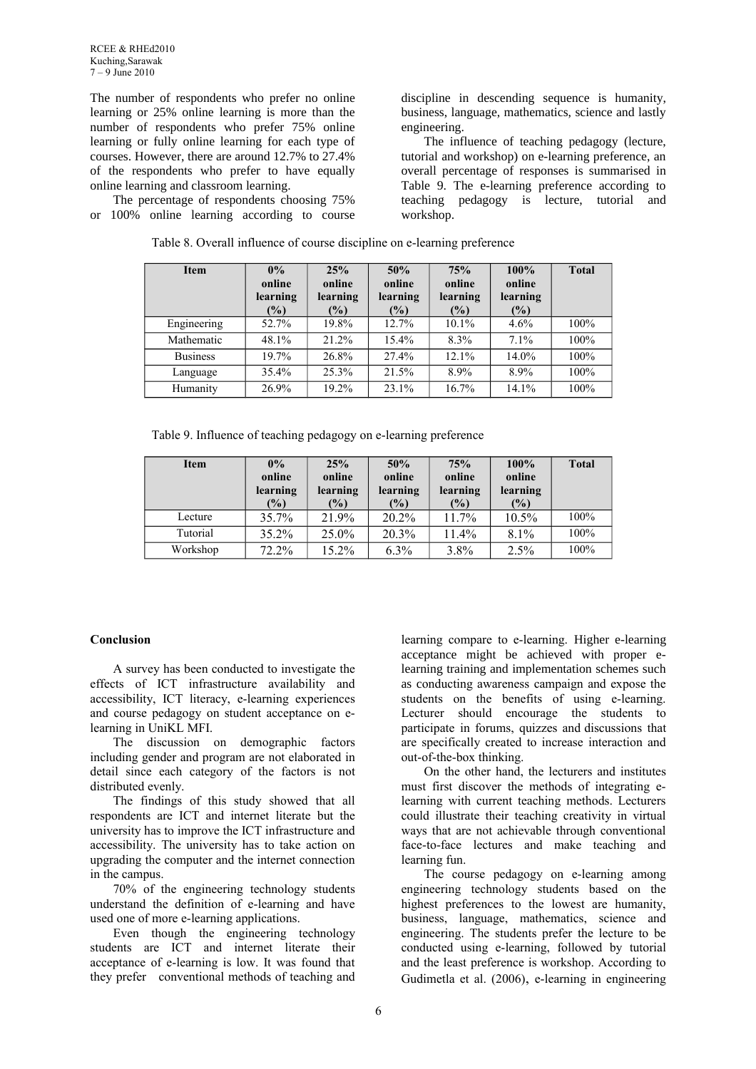The number of respondents who prefer no online learning or 25% online learning is more than the number of respondents who prefer 75% online learning or fully online learning for each type of courses. However, there are around 12.7% to 27.4% of the respondents who prefer to have equally online learning and classroom learning.

The percentage of respondents choosing 75% or 100% online learning according to course discipline in descending sequence is humanity, business, language, mathematics, science and lastly engineering.

The influence of teaching pedagogy (lecture, tutorial and workshop) on e-learning preference, an overall percentage of responses is summarised in Table 9. The e-learning preference according to teaching pedagogy is lecture, tutorial and workshop.

Table 8. Overall influence of course discipline on e-learning preference

| Item | 0% online learning (%) | 25% online learning (%) | 50% online learning (%) | 75% online learning (%) | 100% online learning (%) | Total |
|---|---|---|---|---|---|---|
| Engineering | 52.7% | 19.8% | 12.7% | 10.1% | 4.6% | 100% |
| Mathematic | 48.1% | 21.2% | 15.4% | 8.3% | 7.1% | 100% |
| Business | 19.7% | 26.8% | 27.4% | 12.1% | 14.0% | 100% |
| Language | 35.4% | 25.3% | 21.5% | 8.9% | 8.9% | 100% |
| Humanity | 26.9% | 19.2% | 23.1% | 16.7% | 14.1% | 100% |

Table 9. Influence of teaching pedagogy on e-learning preference

| Item | 0% online learning (%) | 25% online learning (%) | 50% online learning (%) | 75% online learning (%) | 100% online learning (%) | Total |
|---|---|---|---|---|---|---|
| Lecture | 35.7% | 21.9% | 20.2% | 11.7% | 10.5% | 100% |
| Tutorial | 35.2% | 25.0% | 20.3% | 11.4% | 8.1% | 100% |
| Workshop | 72.2% | 15.2% | 6.3% | 3.8% | 2.5% | 100% |

## Conclusion

A survey has been conducted to investigate the effects of ICT infrastructure availability and accessibility, ICT literacy, e-learning experiences and course pedagogy on student acceptance on e-learning in UniKL MFI.

The discussion on demographic factors including gender and program are not elaborated in detail since each category of the factors is not distributed evenly.

The findings of this study showed that all respondents are ICT and internet literate but the university has to improve the ICT infrastructure and accessibility. The university has to take action on upgrading the computer and the internet connection in the campus.

70% of the engineering technology students understand the definition of e-learning and have used one of more e-learning applications.

Even though the engineering technology students are ICT and internet literate their acceptance of e-learning is low. It was found that they prefer conventional methods of teaching and learning compare to e-learning. Higher e-learning acceptance might be achieved with proper e-learning training and implementation schemes such as conducting awareness campaign and expose the students on the benefits of using e-learning. Lecturer should encourage the students to participate in forums, quizzes and discussions that are specifically created to increase interaction and out-of-the-box thinking.

On the other hand, the lecturers and institutes must first discover the methods of integrating e-learning with current teaching methods. Lecturers could illustrate their teaching creativity in virtual ways that are not achievable through conventional face-to-face lectures and make teaching and learning fun.

The course pedagogy on e-learning among engineering technology students based on the highest preferences to the lowest are humanity, business, language, mathematics, science and engineering. The students prefer the lecture to be conducted using e-learning, followed by tutorial and the least preference is workshop. According to Gudimetla et al. (2006), e-learning in engineering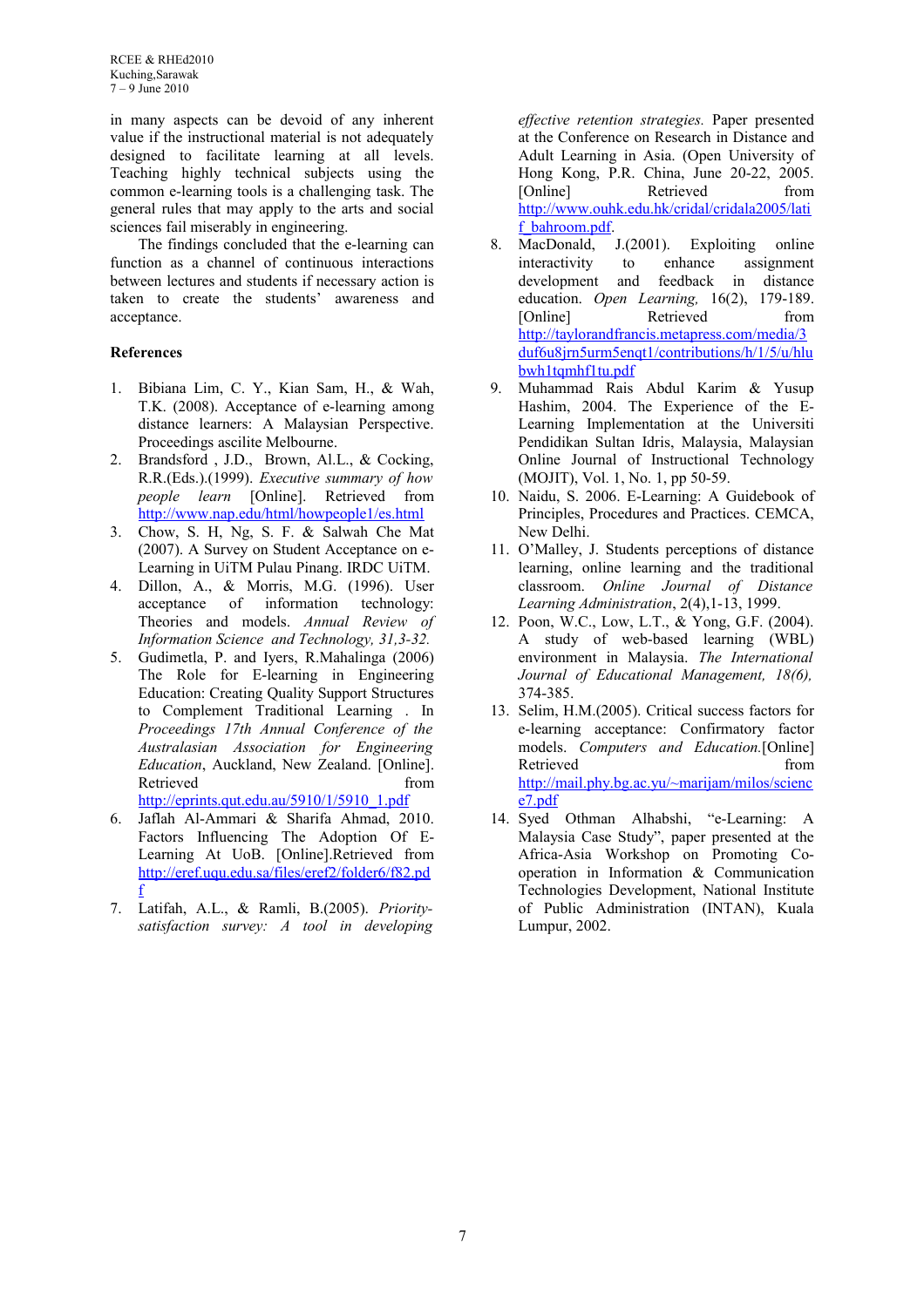in many aspects can be devoid of any inherent value if the instructional material is not adequately designed to facilitate learning at all levels. Teaching highly technical subjects using the common e-learning tools is a challenging task. The general rules that may apply to the arts and social sciences fail miserably in engineering.

The findings concluded that the e-learning can function as a channel of continuous interactions between lectures and students if necessary action is taken to create the students' awareness and acceptance.

## References

1. Bibiana Lim, C. Y., Kian Sam, H., & Wah, T.K. (2008). Acceptance of e-learning among distance learners: A Malaysian Perspective. Proceedings ascilite Melbourne.
2. Brandsford , J.D., Brown, Al.L., & Cocking, R.R.(Eds.).(1999). *Executive summary of how people learn* [Online]. Retrieved from http://www.nap.edu/html/howpeople1/es.html
3. Chow, S. H, Ng, S. F. & Salwah Che Mat (2007). A Survey on Student Acceptance on e-Learning in UiTM Pulau Pinang. IRDC UiTM.
4. Dillon, A., & Morris, M.G. (1996). User acceptance of information technology: Theories and models. *Annual Review of Information Science and Technology, 31,3-32.*
5. Gudimetla, P. and Iyers, R.Mahalinga (2006) The Role for E-learning in Engineering Education: Creating Quality Support Structures to Complement Traditional Learning . In *Proceedings 17th Annual Conference of the Australasian Association for Engineering Education*, Auckland, New Zealand. [Online]. Retrieved from http://eprints.qut.edu.au/5910/1/5910_1.pdf
6. Jaflah Al-Ammari & Sharifa Ahmad, 2010. Factors Influencing The Adoption Of E-Learning At UoB. [Online].Retrieved from http://eref.uqu.edu.sa/files/eref2/folder6/f82.pdf
7. Latifah, A.L., & Ramli, B.(2005). *Priority-satisfaction survey: A tool in developing effective retention strategies.* Paper presented at the Conference on Research in Distance and Adult Learning in Asia. (Open University of Hong Kong, P.R. China, June 20-22, 2005. [Online] Retrieved from http://www.ouhk.edu.hk/cridal/cridala2005/latif_bahroom.pdf.
8. MacDonald, J.(2001). Exploiting online interactivity to enhance assignment development and feedback in distance education. *Open Learning,* 16(2), 179-189. [Online] Retrieved from http://taylorandfrancis.metapress.com/media/3duf6u8jrn5urm5enqt1/contributions/h/1/5/u/hlubwh1tqmhf1tu.pdf
9. Muhammad Rais Abdul Karim & Yusup Hashim, 2004. The Experience of the E-Learning Implementation at the Universiti Pendidikan Sultan Idris, Malaysia, Malaysian Online Journal of Instructional Technology (MOJIT), Vol. 1, No. 1, pp 50-59.
10. Naidu, S. 2006. E-Learning: A Guidebook of Principles, Procedures and Practices. CEMCA, New Delhi.
11. O'Malley, J. Students perceptions of distance learning, online learning and the traditional classroom. *Online Journal of Distance Learning Administration*, 2(4),1-13, 1999.
12. Poon, W.C., Low, L.T., & Yong, G.F. (2004). A study of web-based learning (WBL) environment in Malaysia. *The International Journal of Educational Management, 18(6),* 374-385.
13. Selim, H.M.(2005). Critical success factors for e-learning acceptance: Confirmatory factor models. *Computers and Education.*[Online] Retrieved from http://mail.phy.bg.ac.yu/~marijam/milos/science7.pdf
14. Syed Othman Alhabshi, "e-Learning: A Malaysia Case Study", paper presented at the Africa-Asia Workshop on Promoting Co-operation in Information & Communication Technologies Development, National Institute of Public Administration (INTAN), Kuala Lumpur, 2002.